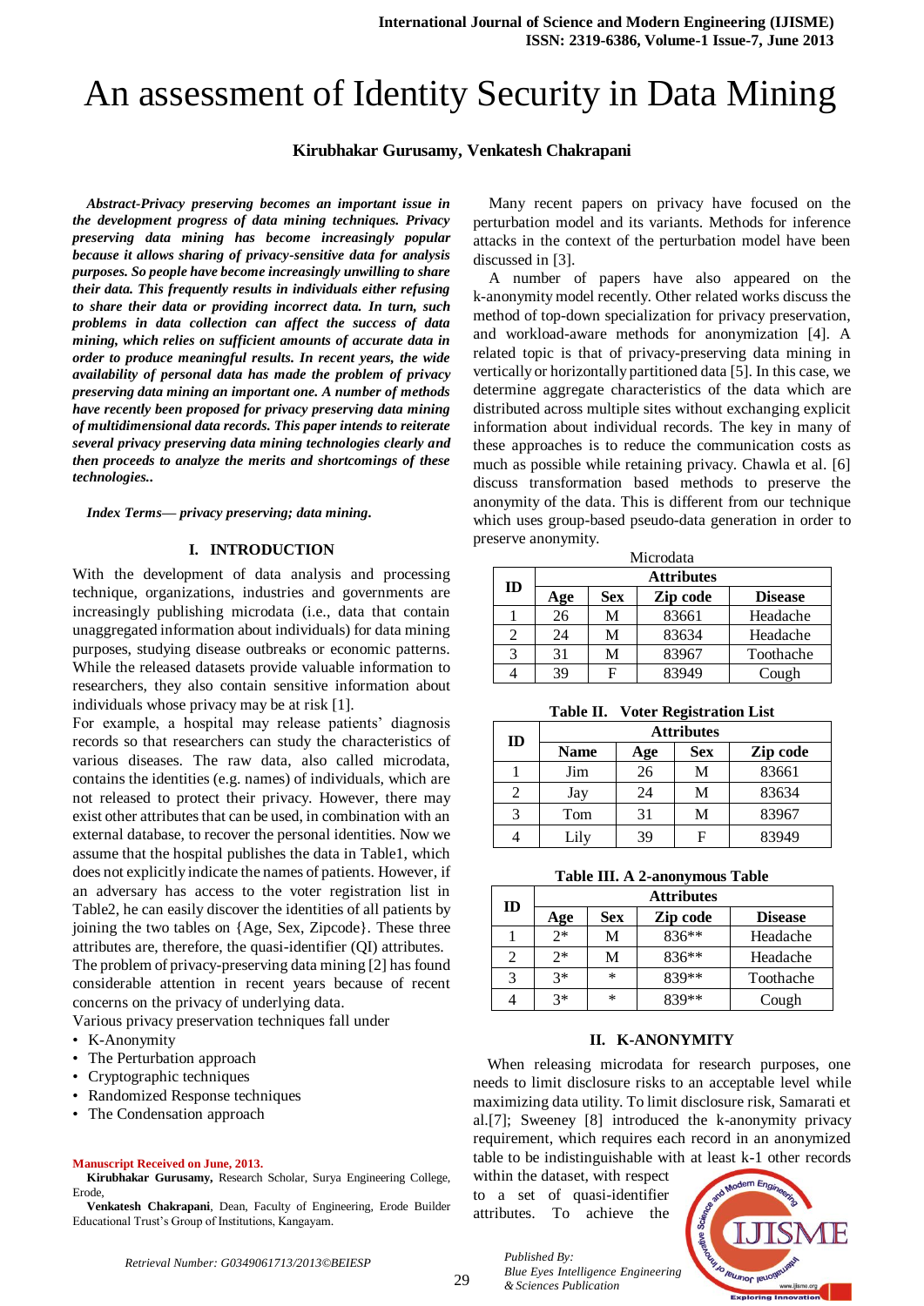# An assessment of Identity Security in Data Mining

**Kirubhakar Gurusamy, Venkatesh Chakrapani**

***Abstract-Privacy preserving becomes an important issue in the development progress of data mining techniques. Privacy preserving data mining has become increasingly popular because it allows sharing of privacy-sensitive data for analysis purposes. So people have become increasingly unwilling to share their data. This frequently results in individuals either refusing to share their data or providing incorrect data. In turn, such problems in data collection can affect the success of data mining, which relies on sufficient amounts of accurate data in order to produce meaningful results. In recent years, the wide availability of personal data has made the problem of privacy preserving data mining an important one. A number of methods have recently been proposed for privacy preserving data mining of multidimensional data records. This paper intends to reiterate several privacy preserving data mining technologies clearly and then proceeds to analyze the merits and shortcomings of these technologies..***

***Index Terms— privacy preserving; data mining.***

## I. INTRODUCTION

With the development of data analysis and processing technique, organizations, industries and governments are increasingly publishing microdata (i.e., data that contain unaggregated information about individuals) for data mining purposes, studying disease outbreaks or economic patterns. While the released datasets provide valuable information to researchers, they also contain sensitive information about individuals whose privacy may be at risk [1].

For example, a hospital may release patients' diagnosis records so that researchers can study the characteristics of various diseases. The raw data, also called microdata, contains the identities (e.g. names) of individuals, which are not released to protect their privacy. However, there may exist other attributes that can be used, in combination with an external database, to recover the personal identities. Now we assume that the hospital publishes the data in Table1, which does not explicitly indicate the names of patients. However, if an adversary has access to the voter registration list in Table2, he can easily discover the identities of all patients by joining the two tables on {Age, Sex, Zipcode}. These three attributes are, therefore, the quasi-identifier (QI) attributes.

The problem of privacy-preserving data mining [2] has found considerable attention in recent years because of recent concerns on the privacy of underlying data.

Various privacy preservation techniques fall under

- K-Anonymity
- The Perturbation approach
- Cryptographic techniques
- Randomized Response techniques
- The Condensation approach

**Manuscript Received on June, 2013.**

**Kirubhakar Gurusamy,** Research Scholar, Surya Engineering College, Erode,

**Venkatesh Chakrapani**, Dean, Faculty of Engineering, Erode Builder Educational Trust's Group of Institutions, Kangayam.

Many recent papers on privacy have focused on the perturbation model and its variants. Methods for inference attacks in the context of the perturbation model have been discussed in [3].

A number of papers have also appeared on the k-anonymity model recently. Other related works discuss the method of top-down specialization for privacy preservation, and workload-aware methods for anonymization [4]. A related topic is that of privacy-preserving data mining in vertically or horizontally partitioned data [5]. In this case, we determine aggregate characteristics of the data which are distributed across multiple sites without exchanging explicit information about individual records. The key in many of these approaches is to reduce the communication costs as much as possible while retaining your privacy. Chawla et al. [6] discuss transformation based methods to preserve the anonymity of the data. This is different from our technique which uses group-based pseudo-data generation in order to preserve anonymity.

Microdata

| ID | Attributes | | | |
|---|---|---|---|---|
| | **Age** | **Sex** | **Zip code** | **Disease** |
| 1 | 26 | M | 83661 | Headache |
| 2 | 24 | M | 83634 | Headache |
| 3 | 31 | M | 83967 | Toothache |
| 4 | 39 | F | 83949 | Cough |

**Table II. Voter Registration List**

| ID | Attributes | | | |
|---|---|---|---|---|
| | **Name** | **Age** | **Sex** | **Zip code** |
| 1 | Jim | 26 | M | 83661 |
| 2 | Jay | 24 | M | 83634 |
| 3 | Tom | 31 | M | 83967 |
| 4 | Lily | 39 | F | 83949 |

**Table III. A 2-anonymous Table**

| ID | Attributes | | | |
|---|---|---|---|---|
| | **Age** | **Sex** | **Zip code** | **Disease** |
| 1 | 2* | M | 836** | Headache |
| 2 | 2* | M | 836** | Headache |
| 3 | 3* | * | 839** | Toothache |
| 4 | 3* | * | 839** | Cough |

## II. K-ANONYMITY

When releasing microdata for research purposes, one needs to limit disclosure risks to an acceptable level while maximizing data utility. To limit disclosure risk, Samarati et al.[7]; Sweeney [8] introduced the k-anonymity privacy requirement, which requires each record in an anonymized table to be indistinguishable with at least k-1 other records within the dataset, with respect to a set of quasi-identifier attributes. To achieve the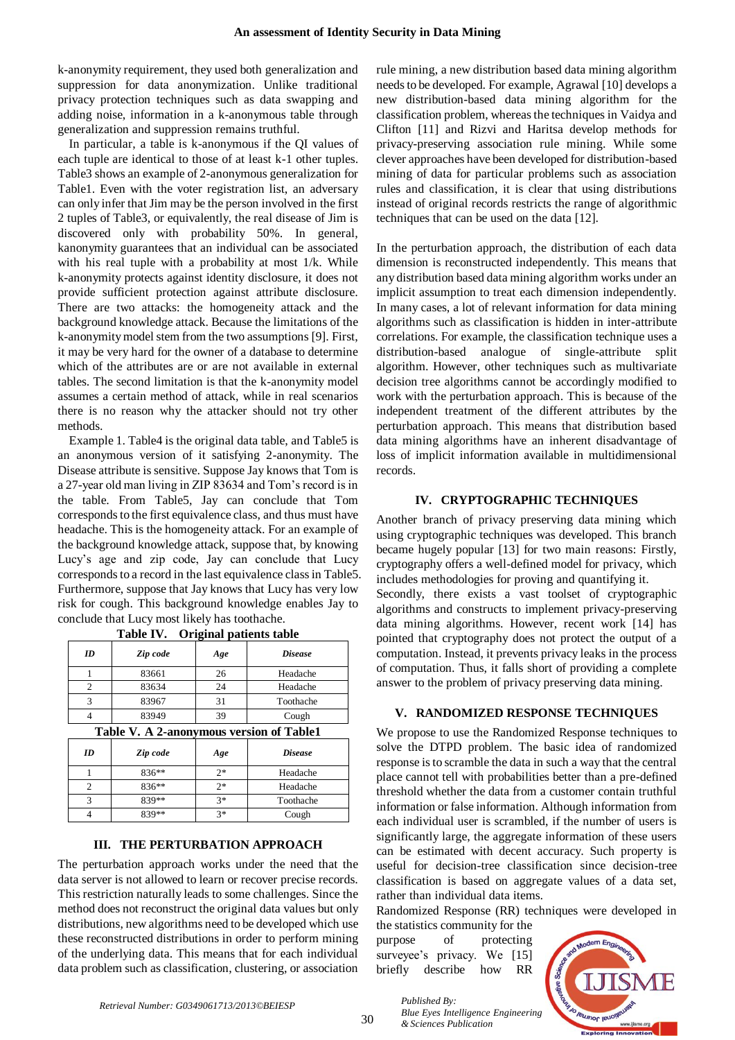k-anonymity requirement, they used both generalization and suppression for data anonymization. Unlike traditional privacy protection techniques such as data swapping and adding noise, information in a k-anonymous table through generalization and suppression remains truthful.

In particular, a table is k-anonymous if the QI values of each tuple are identical to those of at least k-1 other tuples. Table3 shows an example of 2-anonymous generalization for Table1. Even with the voter registration list, an adversary can only infer that Jim may be the person involved in the first 2 tuples of Table3, or equivalently, the real disease of Jim is discovered only with probability 50%. In general, kanonymity guarantees that an individual can be associated with his real tuple with a probability at most 1/k. While k-anonymity protects against identity disclosure, it does not provide sufficient protection against attribute disclosure. There are two attacks: the homogeneity attack and the background knowledge attack. Because the limitations of the k-anonymity model stem from the two assumptions [9]. First, it may be very hard for the owner of a database to determine which of the attributes are or are not available in external tables. The second limitation is that the k-anonymity model assumes a certain method of attack, while in real scenarios there is no reason why the attacker should not try other methods.

Example 1. Table4 is the original data table, and Table5 is an anonymous version of it satisfying 2-anonymity. The Disease attribute is sensitive. Suppose Jay knows that Tom is a 27-year old man living in ZIP 83634 and Tom's record is in the table. From Table5, Jay can conclude that Tom corresponds to the first equivalence class, and thus must have headache. This is the homogeneity attack. For an example of the background knowledge attack, suppose that, by knowing Lucy's age and zip code, Jay can conclude that Lucy corresponds to a record in the last equivalence class in Table5. Furthermore, suppose that Jay knows that Lucy has very low risk for cough. This background knowledge enables Jay to conclude that Lucy most likely has toothache.

**Table IV. Original patients table**

| *ID* | *Zip code* | *Age* | *Disease* |
|---|---|---|---|
| 1 | 83661 | 26 | Headache |
| 2 | 83634 | 24 | Headache |
| 3 | 83967 | 31 | Toothache |
| 4 | 83949 | 39 | Cough |

**Table V. A 2-anonymous version of Table1**

| *ID* | *Zip code* | *Age* | *Disease* |
|---|---|---|---|
| 1 | 836** | 2* | Headache |
| 2 | 836** | 2* | Headache |
| 3 | 839** | 3* | Toothache |
| 4 | 839** | 3* | Cough |

## III. THE PERTURBATION APPROACH

The perturbation approach works under the need that the data server is not allowed to learn or recover precise records. This restriction naturally leads to some challenges. Since the method does not reconstruct the original data values but only distributions, new algorithms need to be developed which use these reconstructed distributions in order to perform mining of the underlying data. This means that for each individual data problem such as classification, clustering, or association rule mining, a new distribution based data mining algorithm needs to be developed. For example, Agrawal [10] develops a new distribution-based data mining algorithm for the classification problem, whereas the techniques in Vaidya and Clifton [11] and Rizvi and Haritsa develop methods for privacy-preserving association rule mining. While some clever approaches have been developed for distribution-based mining of data for particular problems such as association rules and classification, it is clear that using distributions instead of original records restricts the range of algorithmic techniques that can be used on the data [12].

In the perturbation approach, the distribution of each data dimension is reconstructed independently. This means that any distribution based data mining algorithm works under an implicit assumption to treat each dimension independently. In many cases, a lot of relevant information for data mining algorithms such as classification is hidden in inter-attribute correlations. For example, the classification technique uses a distribution-based analogue of single-attribute split algorithm. However, other techniques such as multivariate decision tree algorithms cannot be accordingly modified to work with the perturbation approach. This is because of the independent treatment of the different attributes by the perturbation approach. This means that distribution based data mining algorithms have an inherent disadvantage of loss of implicit information available in multidimensional records.

## IV. CRYPTOGRAPHIC TECHNIQUES

Another branch of privacy preserving data mining which using cryptographic techniques was developed. This branch became hugely popular [13] for two main reasons: Firstly, cryptography offers a well-defined model for privacy, which includes methodologies for proving and quantifying it.

Secondly, there exists a vast toolset of cryptographic algorithms and constructs to implement privacy-preserving data mining algorithms. However, recent work [14] has pointed that cryptography does not protect the output of a computation. Instead, it prevents privacy leaks in the process of computation. Thus, it falls short of providing a complete answer to the problem of privacy preserving data mining.

## V. RANDOMIZED RESPONSE TECHNIQUES

We propose to use the Randomized Response techniques to solve the DTPD problem. The basic idea of randomized response is to scramble the data in such a way that the central place cannot tell with probabilities better than a pre-defined threshold whether the data from a customer contain truthful information or false information. Although information from each individual user is scrambled, if the number of users is significantly large, the aggregate information of these users can be estimated with decent accuracy. Such property is useful for decision-tree classification since decision-tree classification is based on aggregate values of a data set, rather than individual data items.

Randomized Response (RR) techniques were developed in the statistics community for the purpose of protecting surveyee's privacy. We [15] briefly describe how RR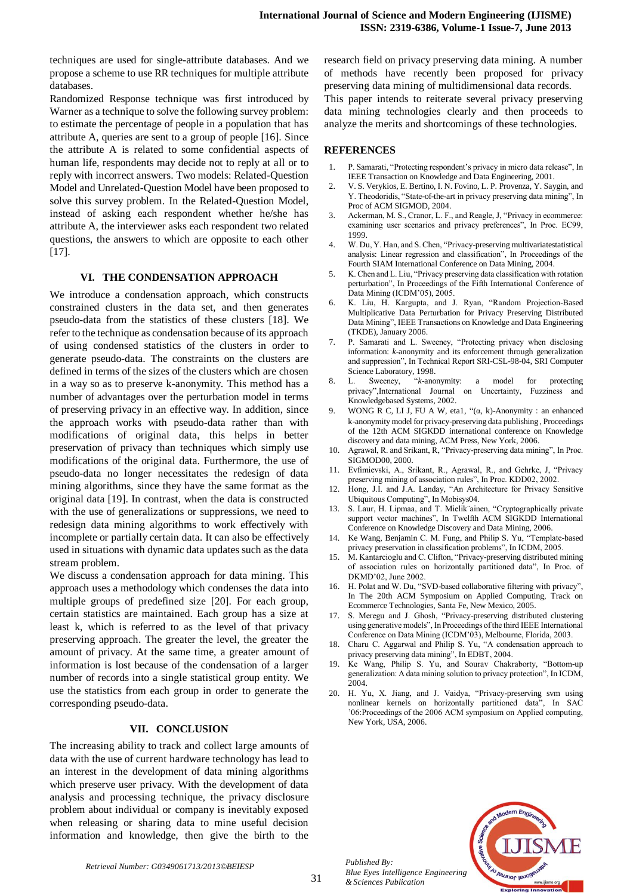techniques are used for single-attribute databases. And we propose a scheme to use RR techniques for multiple attribute databases.

Randomized Response technique was first introduced by Warner as a technique to solve the following survey problem: to estimate the percentage of people in a population that has attribute A, queries are sent to a group of people [16]. Since the attribute A is related to some confidential aspects of human life, respondents may decide not to reply at all or to reply with incorrect answers. Two models: Related-Question Model and Unrelated-Question Model have been proposed to solve this survey problem. In the Related-Question Model, instead of asking each respondent whether he/she has attribute A, the interviewer asks each respondent two related questions, the answers to which are opposite to each other [17].

## VI. THE CONDENSATION APPROACH

We introduce a condensation approach, which constructs constrained clusters in the data set, and then generates pseudo-data from the statistics of these clusters [18]. We refer to the technique as condensation because of its approach of using condensed statistics of the clusters in order to generate pseudo-data. The constraints on the clusters are defined in terms of the sizes of the clusters which are chosen in a way so as to preserve k-anonymity. This method has a number of advantages over the perturbation model in terms of preserving privacy in an effective way. In addition, since the approach works with pseudo-data rather than with modifications of original data, this helps in better preservation of privacy than techniques which simply use modifications of the original data. Furthermore, the use of pseudo-data no longer necessitates the redesign of data mining algorithms, since they have the same format as the original data [19]. In contrast, when the data is constructed with the use of generalizations or suppressions, we need to redesign data mining algorithms to work effectively with incomplete or partially certain data. It can also be effectively used in situations with dynamic data updates such as the data stream problem.

We discuss a condensation approach for data mining. This approach uses a methodology which condenses the data into multiple groups of predefined size [20]. For each group, certain statistics are maintained. Each group has a size at least k, which is referred to as the level of that privacy preserving approach. The greater the level, the greater the amount of privacy. At the same time, a greater amount of information is lost because of the condensation of a larger number of records into a single statistical group entity. We use the statistics from each group in order to generate the corresponding pseudo-data.

## VII. CONCLUSION

The increasing ability to track and collect large amounts of data with the use of current hardware technology has lead to an interest in the development of data mining algorithms which preserve user privacy. With the development of data analysis and processing technique, the privacy disclosure problem about individual or company is inevitably exposed when releasing or sharing data to mine useful decision information and knowledge, then give the birth to the research field on privacy preserving data mining. A number of methods have recently been proposed for privacy preserving data mining of multidimensional data records.

This paper intends to reiterate several privacy preserving data mining technologies clearly and then proceeds to analyze the merits and shortcomings of these technologies.

## REFERENCES

1. P. Samarati, "Protecting respondent's privacy in micro data release", In IEEE Transaction on Knowledge and Data Engineering, 2001.
2. V. S. Verykios, E. Bertino, I. N. Fovino, L. P. Provenza, Y. Saygin, and Y. Theodoridis, "State-of-the-art in privacy preserving data mining", In Proc of ACM SIGMOD, 2004.
3. Ackerman, M. S., Cranor, L. F., and Reagle, J, "Privacy in ecommerce: examining user scenarios and privacy preferences", In Proc. EC99, 1999.
4. W. Du, Y. Han, and S. Chen, "Privacy-preserving multivariatestatistical analysis: Linear regression and classification", In Proceedings of the Fourth SIAM International Conference on Data Mining, 2004.
5. K. Chen and L. Liu, "Privacy preserving data classification with rotation perturbation", In Proceedings of the Fifth International Conference of Data Mining (ICDM'05), 2005.
6. K. Liu, H. Kargupta, and J. Ryan, "Random Projection-Based Multiplicative Data Perturbation for Privacy Preserving Distributed Data Mining", IEEE Transactions on Knowledge and Data Engineering (TKDE), January 2006.
7. P. Samarati and L. Sweeney, "Protecting privacy when disclosing information: *k*-anonymity and its enforcement through generalization and suppression", In Technical Report SRI-CSL-98-04, SRI Computer Science Laboratory, 1998.
8. L. Sweeney, "*k*-anonymity: a model for protecting privacy",International Journal on Uncertainty, Fuzziness and Knowledgebased Systems, 2002.
9. WONG R C, LI J, FU A W, eta1, "(α, k)-Anonymity : an enhanced k-anonymity model for privacy-preserving data publishing , Proceedings of the 12th ACM SIGKDD international conference on Knowledge discovery and data mining, ACM Press, New York, 2006.
10. Agrawal, R. and Srikant, R, "Privacy-preserving data mining", In Proc. SIGMOD00, 2000.
11. Evfimievski, A., Srikant, R., Agrawal, R., and Gehrke, J, "Privacy preserving mining of association rules", In Proc. KDD02, 2002.
12. Hong, J.I. and J.A. Landay, "An Architecture for Privacy Sensitive Ubiquitous Computing", In Mobisys04.
13. S. Laur, H. Lipmaa, and T. Mielik¨ainen, "Cryptographically private support vector machines", In Twelfth ACM SIGKDD International Conference on Knowledge Discovery and Data Mining, 2006.
14. Ke Wang, Benjamin C. M. Fung, and Philip S. Yu, "Template-based privacy preservation in classification problems", In ICDM, 2005.
15. M. Kantarcioglu and C. Clifton, "Privacy-preserving distributed mining of association rules on horizontally partitioned data", In Proc. of DKMD'02, June 2002.
16. H. Polat and W. Du, "SVD-based collaborative filtering with privacy", In The 20th ACM Symposium on Applied Computing, Track on Ecommerce Technologies, Santa Fe, New Mexico, 2005.
17. S. Meregu and J. Ghosh, "Privacy-preserving distributed clustering using generative models", In Proceedings of the third IEEE International Conference on Data Mining (ICDM'03), Melbourne, Florida, 2003.
18. Charu C. Aggarwal and Philip S. Yu, "A condensation approach to privacy preserving data mining", In EDBT, 2004.
19. Ke Wang, Philip S. Yu, and Sourav Chakraborty, "Bottom-up generalization: A data mining solution to privacy protection", In ICDM, 2004.
20. H. Yu, X. Jiang, and J. Vaidya, "Privacy-preserving svm using nonlinear kernels on horizontally partitioned data", In SAC '06:Proceedings of the 2006 ACM symposium on Applied computing, New York, USA, 2006.